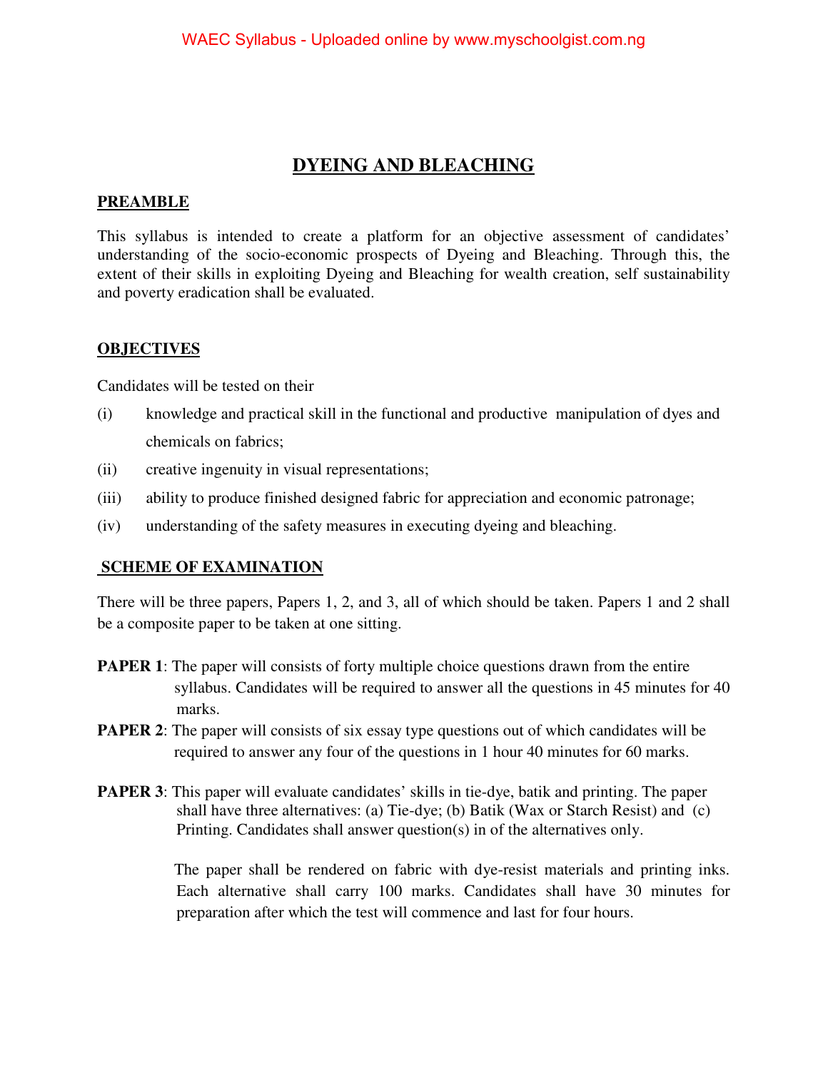# DYEING AND BLEACHING

## PREAMBLE

This syllabus is intended to create a platform for an objective assessment of candidates' understanding of the socio-economic prospects of Dyeing and Bleaching. Through this, the extent of their skills in exploiting Dyeing and Bleaching for wealth creation, self sustainability and poverty eradication shall be evaluated.

## OBJECTIVES

Candidates will be tested on their

(i) knowledge and practical skill in the functional and productive manipulation of dyes and chemicals on fabrics;

(ii) creative ingenuity in visual representations;

(iii) ability to produce finished designed fabric for appreciation and economic patronage;

(iv) understanding of the safety measures in executing dyeing and bleaching.

## SCHEME OF EXAMINATION

There will be three papers, Papers 1, 2, and 3, all of which should be taken. Papers 1 and 2 shall be a composite paper to be taken at one sitting.

**PAPER 1**: The paper will consists of forty multiple choice questions drawn from the entire syllabus. Candidates will be required to answer all the questions in 45 minutes for 40 marks.

**PAPER 2**: The paper will consists of six essay type questions out of which candidates will be required to answer any four of the questions in 1 hour 40 minutes for 60 marks.

**PAPER 3**: This paper will evaluate candidates' skills in tie-dye, batik and printing. The paper shall have three alternatives: (a) Tie-dye; (b) Batik (Wax or Starch Resist) and (c) Printing. Candidates shall answer question(s) in of the alternatives only.

The paper shall be rendered on fabric with dye-resist materials and printing inks. Each alternative shall carry 100 marks. Candidates shall have 30 minutes for preparation after which the test will commence and last for four hours.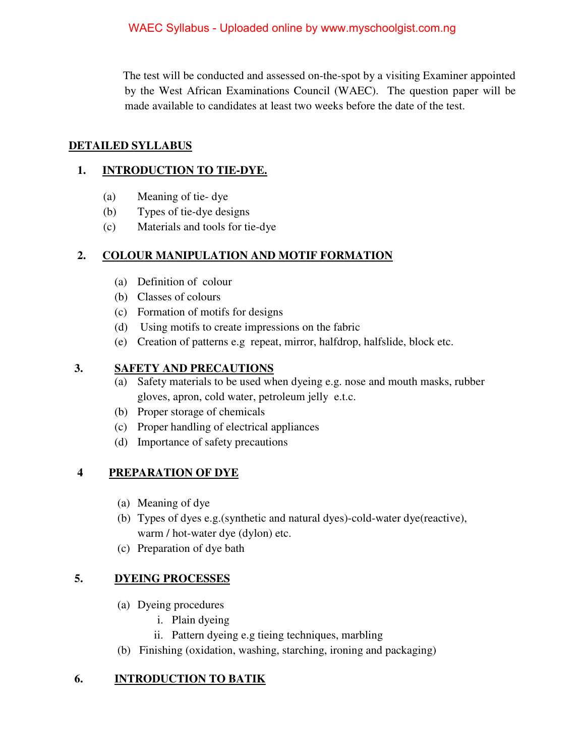The test will be conducted and assessed on-the-spot by a visiting Examiner appointed by the West African Examinations Council (WAEC). The question paper will be made available to candidates at least two weeks before the date of the test.

## DETAILED SYLLABUS

### 1. INTRODUCTION TO TIE-DYE.

(a) Meaning of tie- dye
(b) Types of tie-dye designs
(c) Materials and tools for tie-dye

### 2. COLOUR MANIPULATION AND MOTIF FORMATION

(a) Definition of colour
(b) Classes of colours
(c) Formation of motifs for designs
(d) Using motifs to create impressions on the fabric
(e) Creation of patterns e.g repeat, mirror, halfdrop, halfslide, block etc.

### 3. SAFETY AND PRECAUTIONS

(a) Safety materials to be used when dyeing e.g. nose and mouth masks, rubber gloves, apron, cold water, petroleum jelly e.t.c.
(b) Proper storage of chemicals
(c) Proper handling of electrical appliances
(d) Importance of safety precautions

### 4 PREPARATION OF DYE

(a) Meaning of dye
(b) Types of dyes e.g.(synthetic and natural dyes)-cold-water dye(reactive), warm / hot-water dye (dylon) etc.
(c) Preparation of dye bath

### 5. DYEING PROCESSES

(a) Dyeing procedures
  i. Plain dyeing
  ii. Pattern dyeing e.g tieing techniques, marbling
(b) Finishing (oxidation, washing, starching, ironing and packaging)

### 6. INTRODUCTION TO BATIK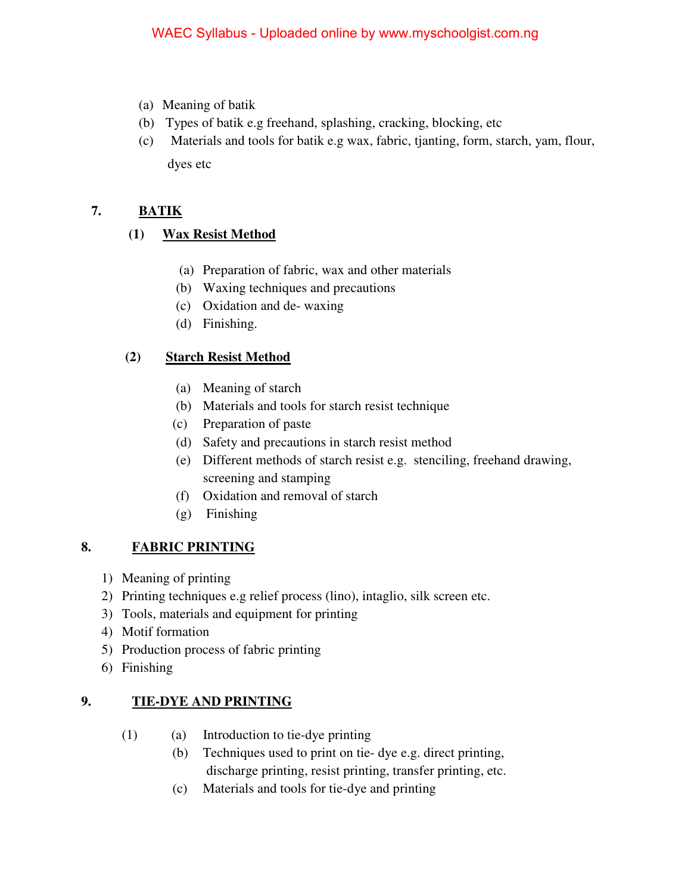(a) Meaning of batik
(b) Types of batik e.g freehand, splashing, cracking, blocking, etc
(c) Materials and tools for batik e.g wax, fabric, tjanting, form, starch, yam, flour, dyes etc

**7. <u>BATIK</u>**

**(1) <u>Wax Resist Method</u>**

(a) Preparation of fabric, wax and other materials
(b) Waxing techniques and precautions
(c) Oxidation and de- waxing
(d) Finishing.

**(2) <u>Starch Resist Method</u>**

(a) Meaning of starch
(b) Materials and tools for starch resist technique
(c) Preparation of paste
(d) Safety and precautions in starch resist method
(e) Different methods of starch resist e.g. stenciling, freehand drawing, screening and stamping
(f) Oxidation and removal of starch
(g) Finishing

**8. <u>FABRIC PRINTING</u>**

1) Meaning of printing
2) Printing techniques e.g relief process (lino), intaglio, silk screen etc.
3) Tools, materials and equipment for printing
4) Motif formation
5) Production process of fabric printing
6) Finishing

**9. <u>TIE-DYE AND PRINTING</u>**

(1) (a) Introduction to tie-dye printing
(b) Techniques used to print on tie- dye e.g. direct printing, discharge printing, resist printing, transfer printing, etc.
(c) Materials and tools for tie-dye and printing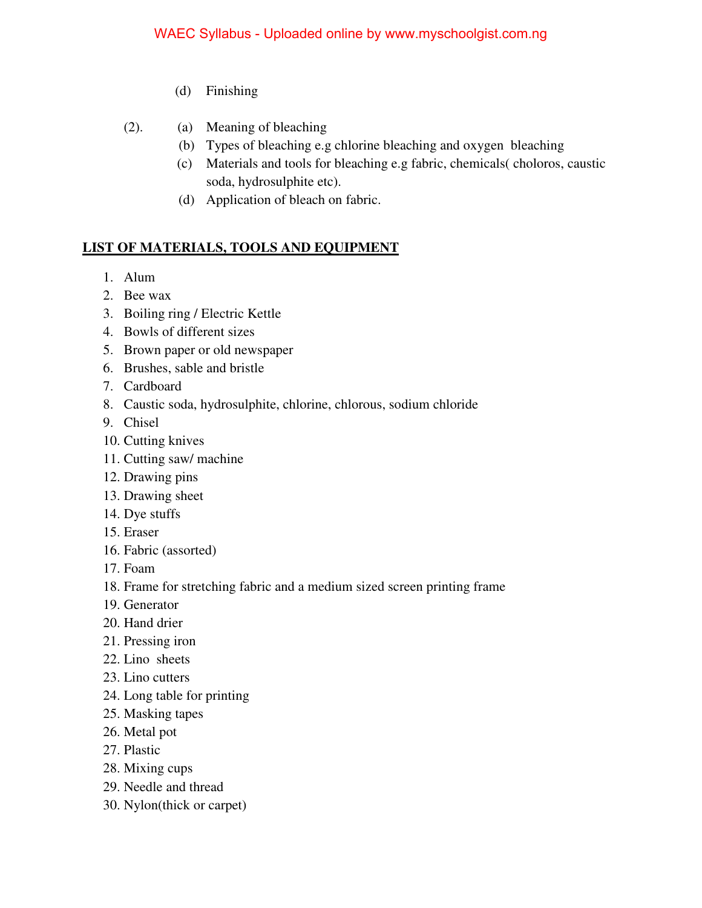(d) Finishing

(2). (a) Meaning of bleaching
(b) Types of bleaching e.g chlorine bleaching and oxygen bleaching
(c) Materials and tools for bleaching e.g fabric, chemicals( choloros, caustic soda, hydrosulphite etc).
(d) Application of bleach on fabric.

## LIST OF MATERIALS, TOOLS AND EQUIPMENT

1. Alum
2. Bee wax
3. Boiling ring / Electric Kettle
4. Bowls of different sizes
5. Brown paper or old newspaper
6. Brushes, sable and bristle
7. Cardboard
8. Caustic soda, hydrosulphite, chlorine, chlorous, sodium chloride
9. Chisel
10. Cutting knives
11. Cutting saw/ machine
12. Drawing pins
13. Drawing sheet
14. Dye stuffs
15. Eraser
16. Fabric (assorted)
17. Foam
18. Frame for stretching fabric and a medium sized screen printing frame
19. Generator
20. Hand drier
21. Pressing iron
22. Lino sheets
23. Lino cutters
24. Long table for printing
25. Masking tapes
26. Metal pot
27. Plastic
28. Mixing cups
29. Needle and thread
30. Nylon(thick or carpet)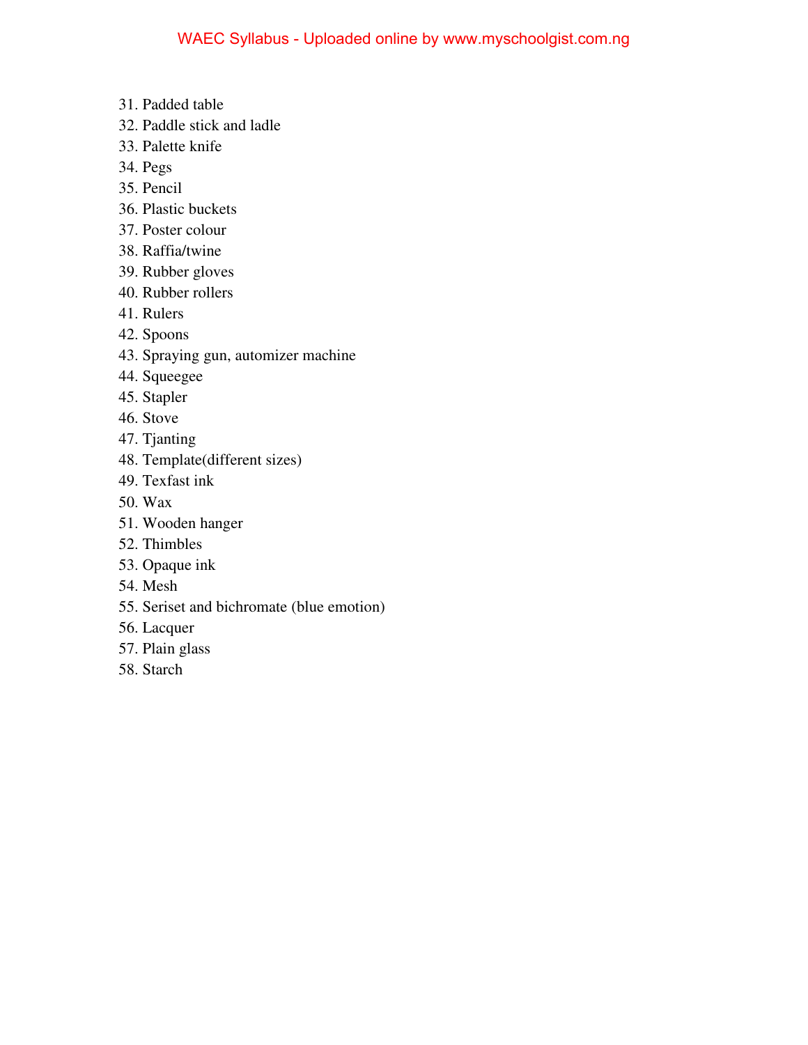31. Padded table
32. Paddle stick and ladle
33. Palette knife
34. Pegs
35. Pencil
36. Plastic buckets
37. Poster colour
38. Raffia/twine
39. Rubber gloves
40. Rubber rollers
41. Rulers
42. Spoons
43. Spraying gun, automizer machine
44. Squeegee
45. Stapler
46. Stove
47. Tjanting
48. Template(different sizes)
49. Texfast ink
50. Wax
51. Wooden hanger
52. Thimbles
53. Opaque ink
54. Mesh
55. Seriset and bichromate (blue emotion)
56. Lacquer
57. Plain glass
58. Starch